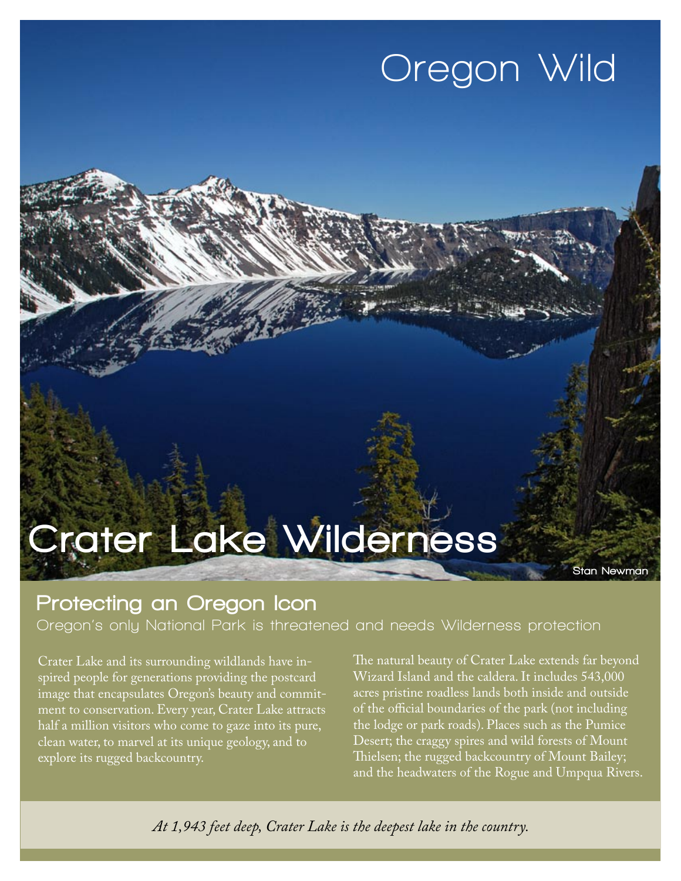Oregon Wild

# Crater Lake Wilderness

Stan Newman

## Protecting an Oregon Icon

Oregon's only National Park is threatened and needs Wilderness protection

Crater Lake and its surrounding wildlands have inspired people for generations providing the postcard image that encapsulates Oregon's beauty and commitment to conservation. Every year, Crater Lake attracts half a million visitors who come to gaze into its pure, clean water, to marvel at its unique geology, and to explore its rugged backcountry.

The natural beauty of Crater Lake extends far beyond Wizard Island and the caldera. It includes 543,000 acres pristine roadless lands both inside and outside of the official boundaries of the park (not including the lodge or park roads). Places such as the Pumice Desert; the craggy spires and wild forests of Mount Thielsen; the rugged backcountry of Mount Bailey; and the headwaters of the Rogue and Umpqua Rivers.

*At 1,943 feet deep, Crater Lake is the deepest lake in the country.*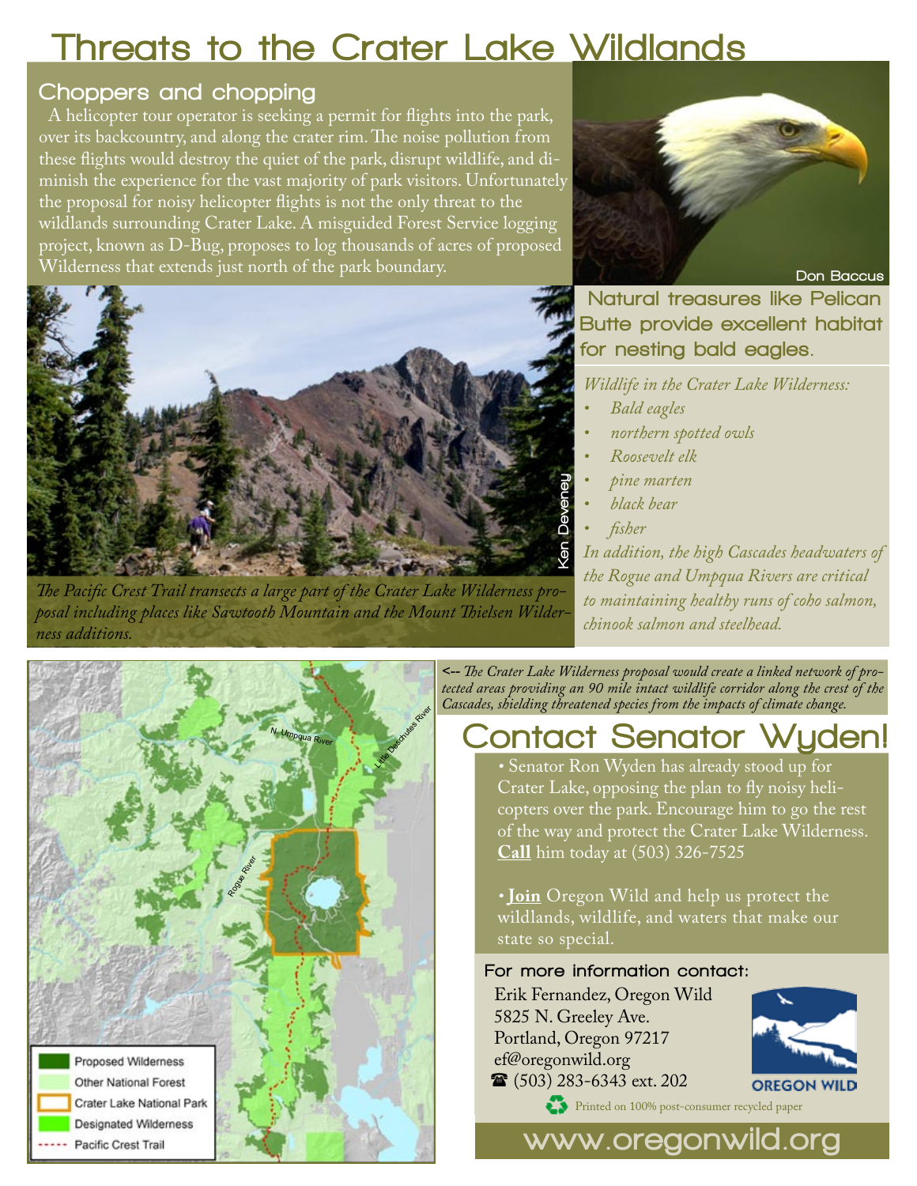# Threats to the Crater Lake Wildlands

## Choppers and chopping

A helicopter tour operator is seeking a permit for flights into the park, over its backcountry, and along the crater rim. The noise pollution from these flights would destroy the quiet of the park, disrupt wildlife, and diminish the experience for the vast majority of park visitors. Unfortunately the proposal for noisy helicopter flights is not the only threat to the wildlands surrounding Crater Lake. A misguided Forest Service logging project, known as D-Bug, proposes to log thousands of acres of proposed Wilderness that extends just north of the park boundary.

Don Baccus

**Natural treasures like Pelican Butte provide excellent habitat for nesting bald eagles.**

Ken Deveney

*The Pacific Crest Trail transects a large part of the Crater Lake Wilderness proposal including places like Sawtooth Mountain and the Mount Thielsen Wilderness additions.*

*Wildlife in the Crater Lake Wilderness:*

- *Bald eagles*
- *northern spotted owls*
- *Roosevelt elk*
- *pine marten*
- *black bear*
- *fisher*

*In addition, the high Cascades headwaters of the Rogue and Umpqua Rivers are critical to maintaining healthy runs of coho salmon, chinook salmon and steelhead.*

N. Umpqua River
Little Deschutes River
Rogue River

- Proposed Wilderness
- Other National Forest
- Crater Lake National Park
- Designated Wilderness
- Pacific Crest Trail

<-- *The Crater Lake Wilderness proposal would create a linked network of protected areas providing an 90 mile intact wildlife corridor along the crest of the Cascades, shielding threatened species from the impacts of climate change.*

# Contact Senator Wyden!

• Senator Ron Wyden has already stood up for Crater Lake, opposing the plan to fly noisy helicopters over the park. Encourage him to go the rest of the way and protect the Crater Lake Wilderness. **Call** him today at (503) 326-7525

• **Join** Oregon Wild and help us protect the wildlands, wildlife, and waters that make our state so special.

**For more information contact:**

Erik Fernandez, Oregon Wild
5825 N. Greeley Ave.
Portland, Oregon 97217
ef@oregonwild.org
☎ (503) 283-6343 ext. 202

OREGON WILD

Printed on 100% post-consumer recycled paper

www.oregonwild.org